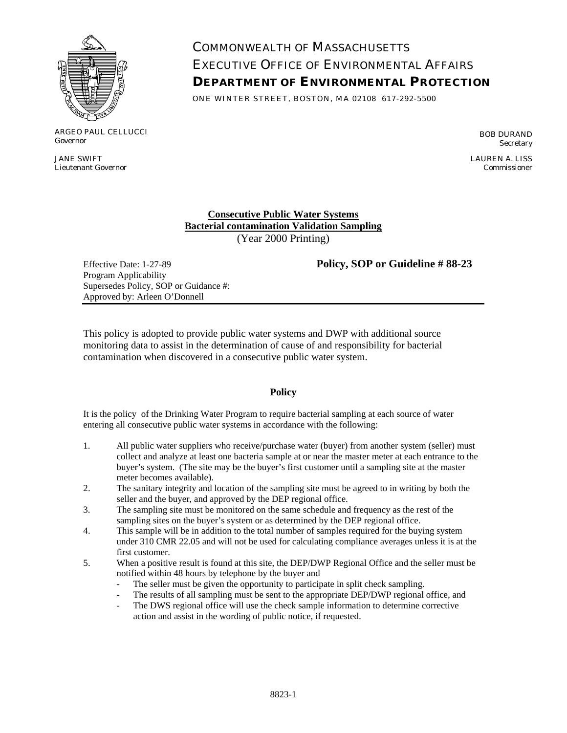# COMMONWEALTH OF MASSACHUSETTS
# EXECUTIVE OFFICE OF ENVIRONMENTAL AFFAIRS
# DEPARTMENT OF ENVIRONMENTAL PROTECTION

ONE WINTER STREET, BOSTON, MA 02108 617-292-5500

ARGEO PAUL CELLUCCI
*Governor*

JANE SWIFT
*Lieutenant Governor*

BOB DURAND
*Secretary*

LAUREN A. LISS
*Commissioner*

**Consecutive Public Water Systems**
**Bacterial contamination Validation Sampling**
(Year 2000 Printing)

Effective Date: 1-27-89 **Policy, SOP or Guideline # 88-23**
Program Applicability
Supersedes Policy, SOP or Guidance #:
Approved by: Arleen O'Donnell

---

This policy is adopted to provide public water systems and DWP with additional source monitoring data to assist in the determination of cause of and responsibility for bacterial contamination when discovered in a consecutive public water system.

## Policy

It is the policy of the Drinking Water Program to require bacterial sampling at each source of water entering all consecutive public water systems in accordance with the following:

1. All public water suppliers who receive/purchase water (buyer) from another system (seller) must collect and analyze at least one bacteria sample at or near the master meter at each entrance to the buyer's system. (The site may be the buyer's first customer until a sampling site at the master meter becomes available).
2. The sanitary integrity and location of the sampling site must be agreed to in writing by both the seller and the buyer, and approved by the DEP regional office.
3. The sampling site must be monitored on the same schedule and frequency as the rest of the sampling sites on the buyer's system or as determined by the DEP regional office.
4. This sample will be in addition to the total number of samples required for the buying system under 310 CMR 22.05 and will not be used for calculating compliance averages unless it is at the first customer.
5. When a positive result is found at this site, the DEP/DWP Regional Office and the seller must be notified within 48 hours by telephone by the buyer and
   - The seller must be given the opportunity to participate in split check sampling.
   - The results of all sampling must be sent to the appropriate DEP/DWP regional office, and
   - The DWS regional office will use the check sample information to determine corrective action and assist in the wording of public notice, if requested.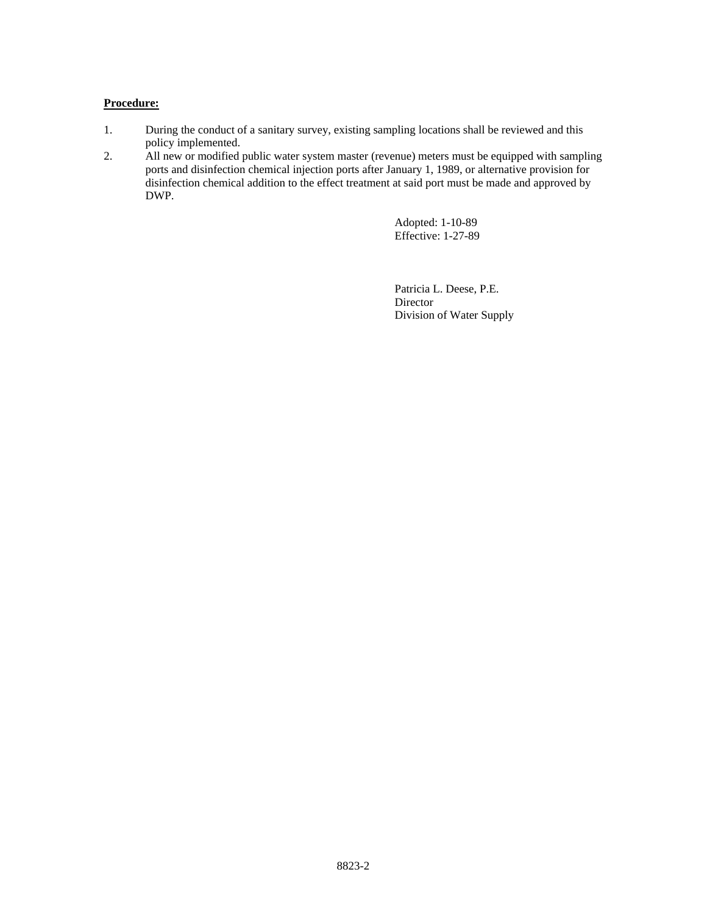**Procedure:**

1. During the conduct of a sanitary survey, existing sampling locations shall be reviewed and this policy implemented.
2. All new or modified public water system master (revenue) meters must be equipped with sampling ports and disinfection chemical injection ports after January 1, 1989, or alternative provision for disinfection chemical addition to the effect treatment at said port must be made and approved by DWP.

Adopted: 1-10-89
Effective: 1-27-89

Patricia L. Deese, P.E.
Director
Division of Water Supply